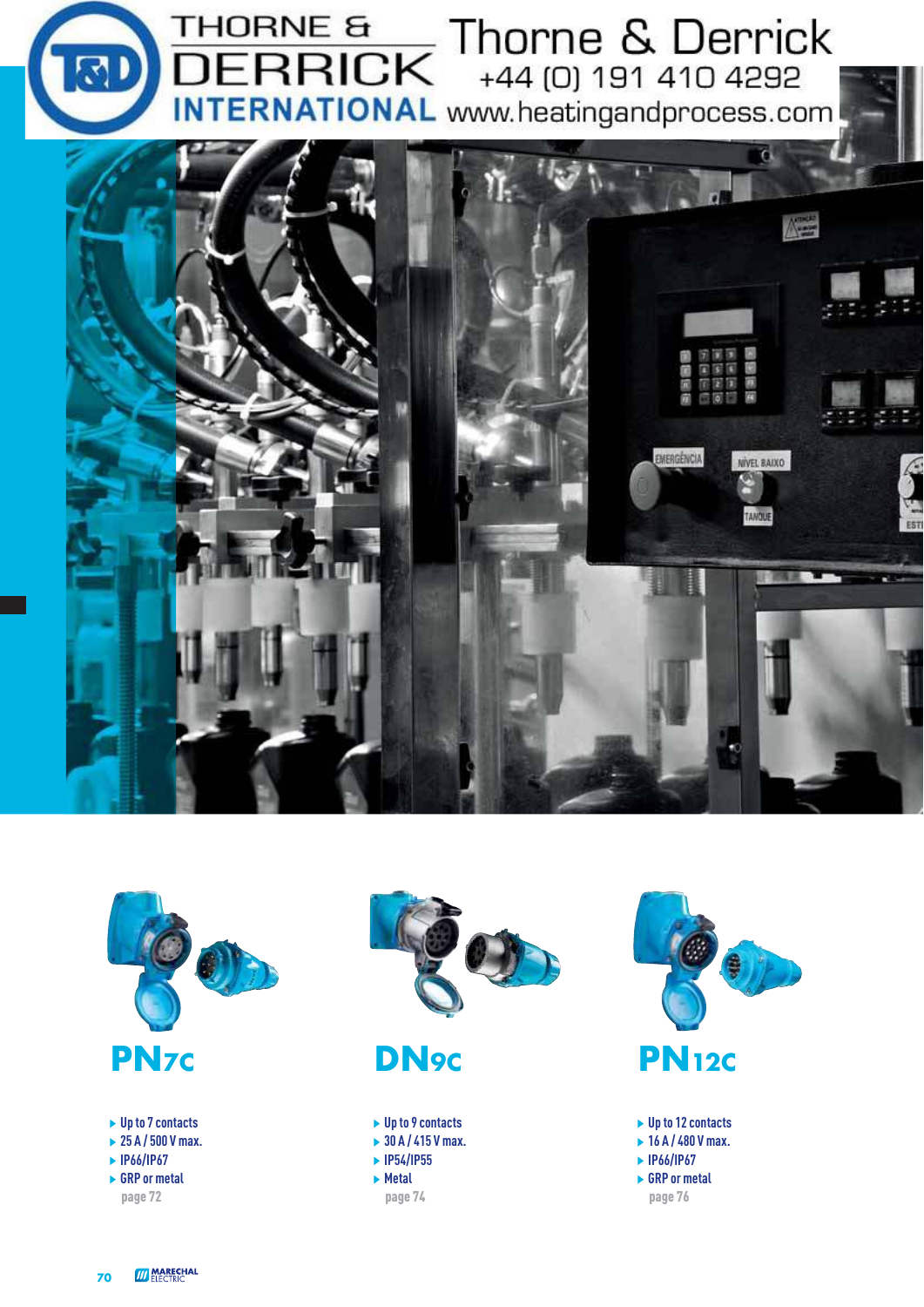THORNE & DERRICK INTERNATIONAL

Thorne & Derrick
+44 (0) 191 410 4292
www.heatingandprocess.com

## PN7c

- Up to 7 contacts
- 25 A / 500 V max.
- IP66/IP67
- GRP or metal

page 72

## DN9c

- Up to 9 contacts
- 30 A / 415 V max.
- IP54/IP55
- Metal

page 74

## PN12c

- Up to 12 contacts
- 16 A / 480 V max.
- IP66/IP67
- GRP or metal

page 76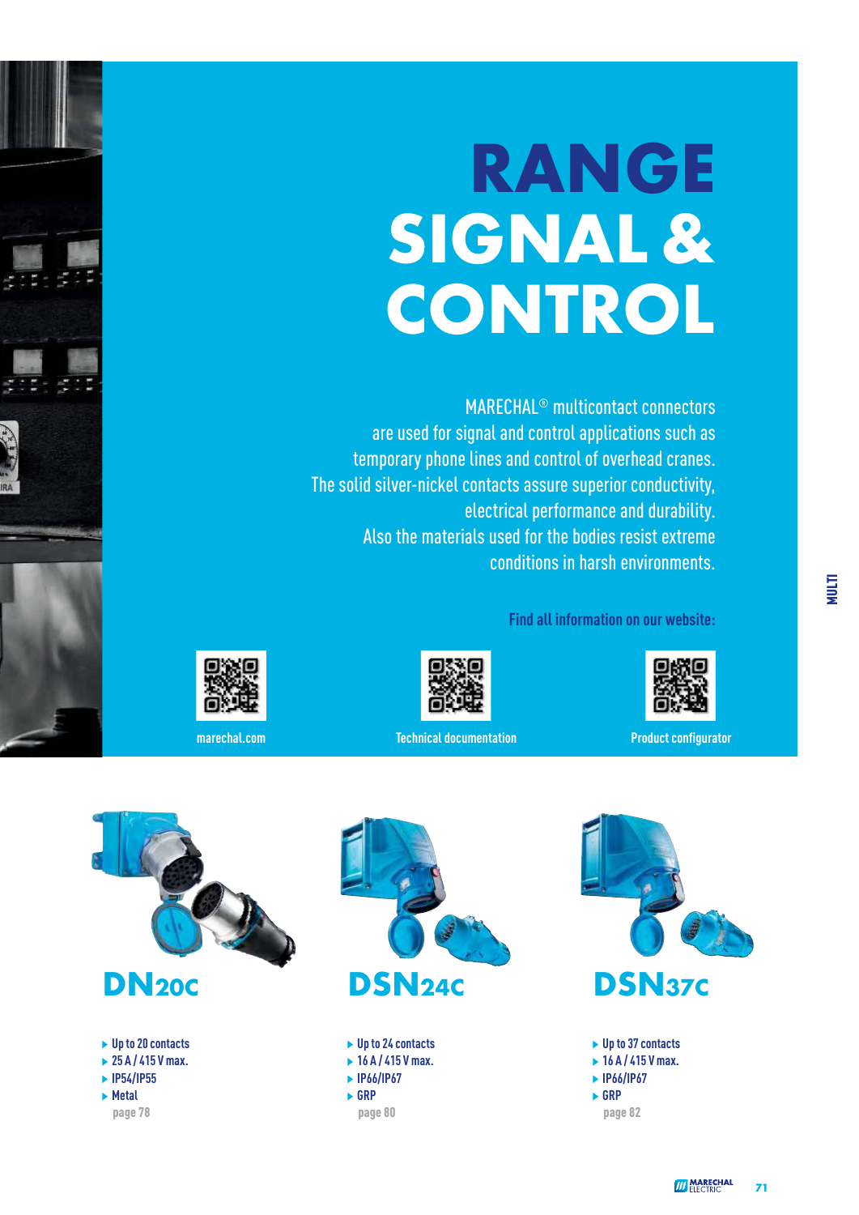# RANGE SIGNAL & CONTROL

MARECHAL® multicontact connectors are used for signal and control applications such as temporary phone lines and control of overhead cranes. The solid silver-nickel contacts assure superior conductivity, electrical performance and durability. Also the materials used for the bodies resist extreme conditions in harsh environments.

**Find all information on our website:**

marechal.com

Technical documentation

Product configurator

## DN20c

- Up to 20 contacts
- 25 A / 415 V max.
- IP54/IP55
- Metal

page 78

## DSN24c

- Up to 24 contacts
- 16 A / 415 V max.
- IP66/IP67
- GRP

page 80

## DSN37c

- Up to 37 contacts
- 16 A / 415 V max.
- IP66/IP67
- GRP

page 82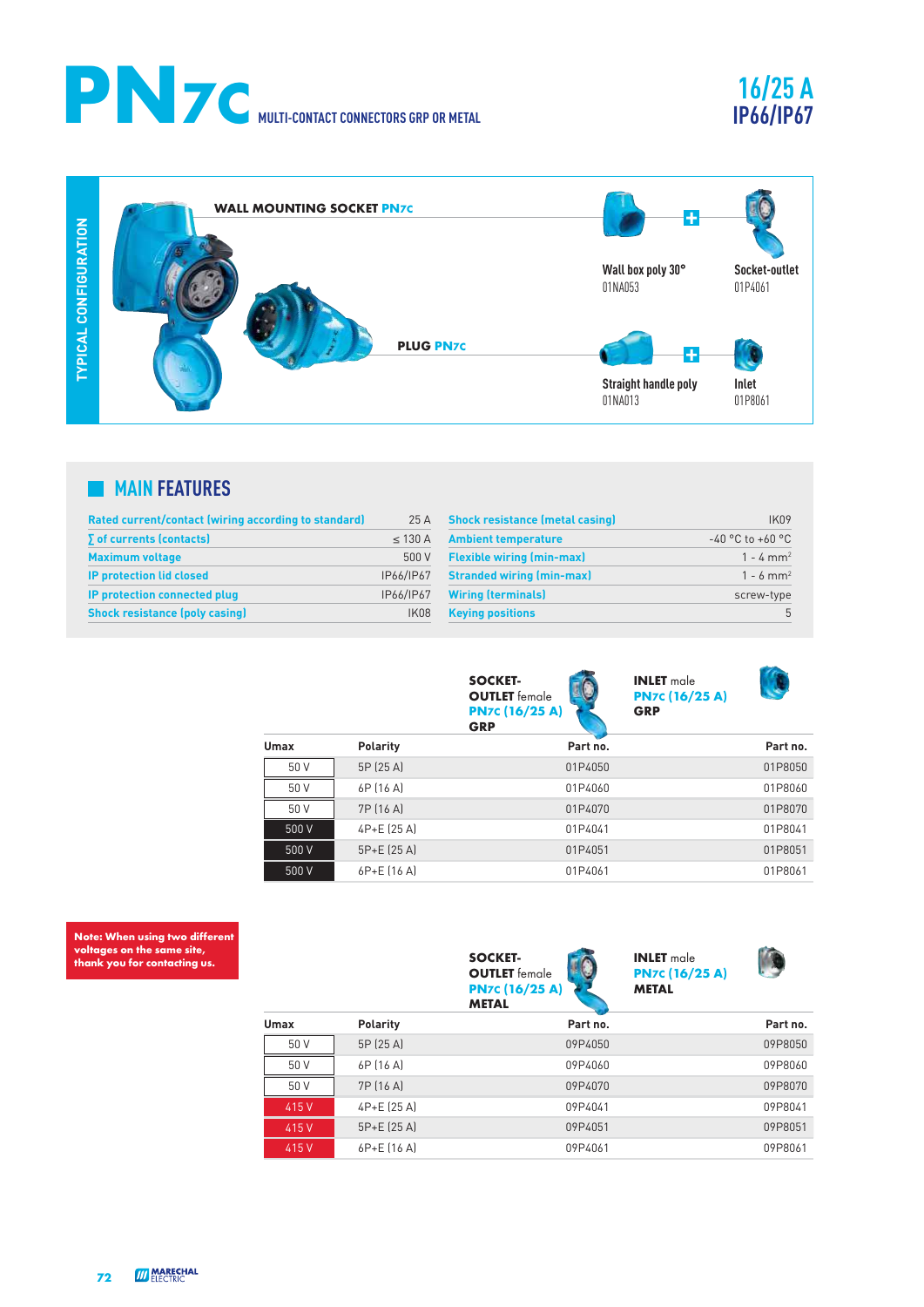# PN7c MULTI-CONTACT CONNECTORS GRP OR METAL

**16/25 A**
**IP66/IP67**

## TYPICAL CONFIGURATION

**WALL MOUNTING SOCKET PN7c**

Wall box poly 30°
01NA053

Socket-outlet
01P4061

**PLUG PN7c**

Straight handle poly
01NA013

Inlet
01P8061

## MAIN FEATURES

| | |
|---|---|
| Rated current/contact (wiring according to standard) | 25 A |
| ∑ of currents (contacts) | ≤ 130 A |
| Maximum voltage | 500 V |
| IP protection lid closed | IP66/IP67 |
| IP protection connected plug | IP66/IP67 |
| Shock resistance (poly casing) | IK08 |
| Shock resistance (metal casing) | IK09 |
| Ambient temperature | -40 °C to +60 °C |
| Flexible wiring (min-max) | 1 - 4 mm² |
| Stranded wiring (min-max) | 1 - 6 mm² |
| Wiring (terminals) | screw-type |
| Keying positions | 5 |

| Umax | Polarity | SOCKET-OUTLET female PN7c (16/25 A) GRP Part no. | INLET male PN7c (16/25 A) GRP Part no. |
|---|---|---|---|
| 50 V | 5P (25 A) | 01P4050 | 01P8050 |
| 50 V | 6P (16 A) | 01P4060 | 01P8060 |
| 50 V | 7P (16 A) | 01P4070 | 01P8070 |
| 500 V | 4P+E (25 A) | 01P4041 | 01P8041 |
| 500 V | 5P+E (25 A) | 01P4051 | 01P8051 |
| 500 V | 6P+E (16 A) | 01P4061 | 01P8061 |

**Note: When using two different voltages on the same site, thank you for contacting us.**

| Umax | Polarity | SOCKET-OUTLET female PN7c (16/25 A) METAL Part no. | INLET male PN7c (16/25 A) METAL Part no. |
|---|---|---|---|
| 50 V | 5P (25 A) | 09P4050 | 09P8050 |
| 50 V | 6P (16 A) | 09P4060 | 09P8060 |
| 50 V | 7P (16 A) | 09P4070 | 09P8070 |
| 415 V | 4P+E (25 A) | 09P4041 | 09P8041 |
| 415 V | 5P+E (25 A) | 09P4051 | 09P8051 |
| 415 V | 6P+E (16 A) | 09P4061 | 09P8061 |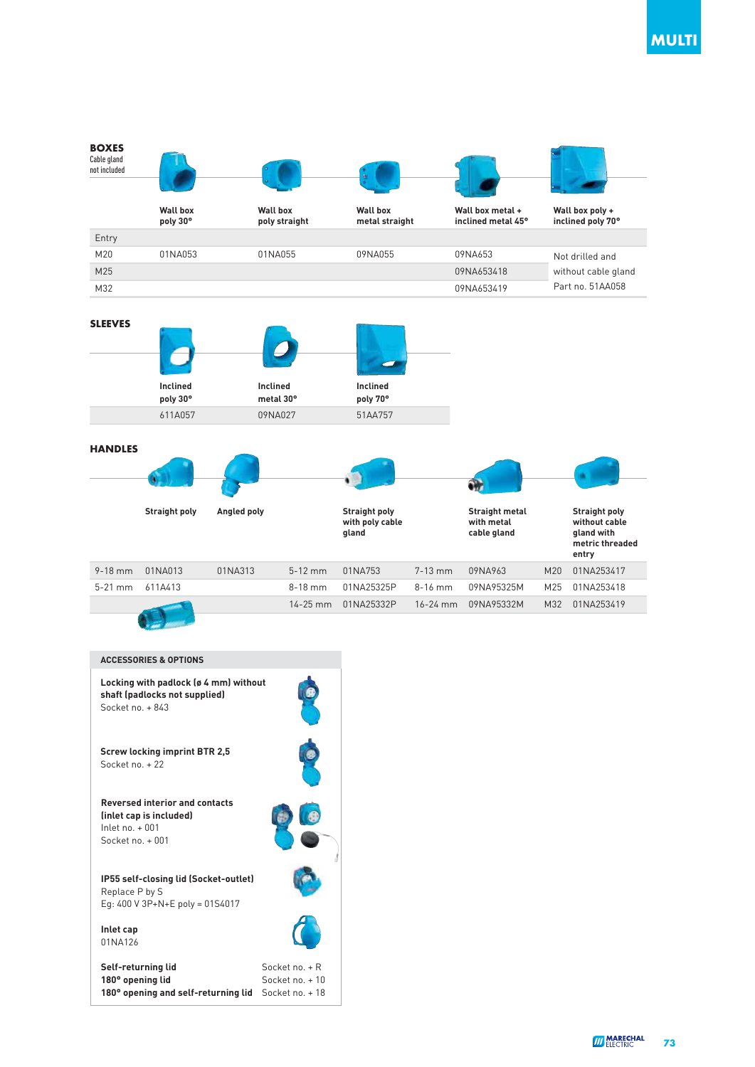MULTI

## BOXES

Cable gland not included

| | Wall box poly 30° | Wall box poly straight | Wall box metal straight | Wall box metal + inclined metal 45° | Wall box poly + inclined poly 70° |
|---|---|---|---|---|---|
| Entry | | | | | |
| M20 | 01NA053 | 01NA055 | 09NA055 | 09NA653 | Not drilled and without cable gland Part no. 51AA058 |
| M25 | | | | 09NA653418 | |
| M32 | | | | 09NA653419 | |

## SLEEVES

| Inclined poly 30° | Inclined metal 30° | Inclined poly 70° |
|---|---|---|
| 611A057 | 09NA027 | 51AA757 |

## HANDLES

| | Straight poly | Angled poly | | Straight poly with poly cable gland | | Straight metal with metal cable gland | | Straight poly without cable gland with metric threaded entry |
|---|---|---|---|---|---|---|---|---|
| 9-18 mm | 01NA013 | 01NA313 | 5-12 mm | 01NA753 | 7-13 mm | 09NA963 | M20 | 01NA253417 |
| 5-21 mm | 611A413 | | 8-18 mm | 01NA25325P | 8-16 mm | 09NA95325M | M25 | 01NA253418 |
| | | | 14-25 mm | 01NA25332P | 16-24 mm | 09NA95332M | M32 | 01NA253419 |

## ACCESSORIES & OPTIONS

**Locking with padlock (ø 4 mm) without shaft (padlocks not supplied)**
Socket no. + 843

**Screw locking imprint BTR 2,5**
Socket no. + 22

**Reversed interior and contacts (inlet cap is included)**
Inlet no. + 001
Socket no. + 001

**IP55 self-closing lid (Socket-outlet)**
Replace P by S
Eg: 400 V 3P+N+E poly = 01S4017

**Inlet cap**
01NA126

| | |
|---|---|
| **Self-returning lid** | Socket no. + R |
| **180° opening lid** | Socket no. + 10 |
| **180° opening and self-returning lid** | Socket no. + 18 |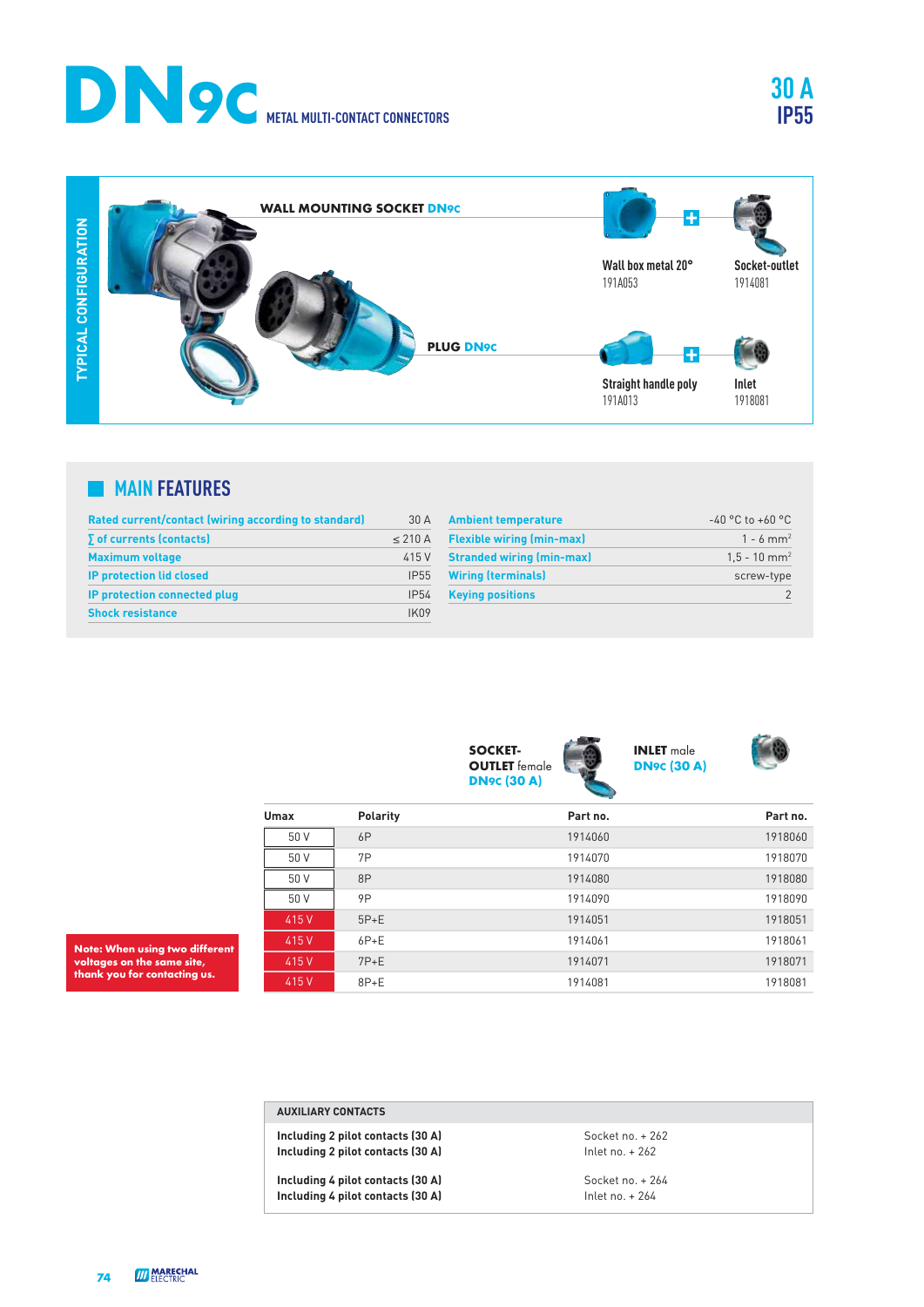# DN9c METAL MULTI-CONTACT CONNECTORS

**30 A**
**IP55**

## TYPICAL CONFIGURATION

**WALL MOUNTING SOCKET DN9c**

Wall box metal 20°
191A053

Socket-outlet
1914081

**PLUG DN9c**

Straight handle poly
191A013

Inlet
1918081

## MAIN FEATURES

| | |
|---|---|
| Rated current/contact (wiring according to standard) | 30 A |
| ∑ of currents (contacts) | ≤ 210 A |
| Maximum voltage | 415 V |
| IP protection lid closed | IP55 |
| IP protection connected plug | IP54 |
| Shock resistance | IK09 |

| | |
|---|---|
| Ambient temperature | -40 °C to +60 °C |
| Flexible wiring (min-max) | 1 - 6 mm² |
| Stranded wiring (min-max) | 1,5 - 10 mm² |
| Wiring (terminals) | screw-type |
| Keying positions | 2 |

| | | SOCKET-OUTLET female DN9c (30 A) | INLET male DN9c (30 A) |
|---|---|---|---|
| Umax | Polarity | Part no. | Part no. |
| 50 V | 6P | 1914060 | 1918060 |
| 50 V | 7P | 1914070 | 1918070 |
| 50 V | 8P | 1914080 | 1918080 |
| 50 V | 9P | 1914090 | 1918090 |
| 415 V | 5P+E | 1914051 | 1918051 |
| 415 V | 6P+E | 1914061 | 1918061 |
| 415 V | 7P+E | 1914071 | 1918071 |
| 415 V | 8P+E | 1914081 | 1918081 |

**Note: When using two different voltages on the same site, thank you for contacting us.**

| AUXILIARY CONTACTS | |
|---|---|
| **Including 2 pilot contacts (30 A)** | Socket no. + 262 |
| **Including 2 pilot contacts (30 A)** | Inlet no. + 262 |
| **Including 4 pilot contacts (30 A)** | Socket no. + 264 |
| **Including 4 pilot contacts (30 A)** | Inlet no. + 264 |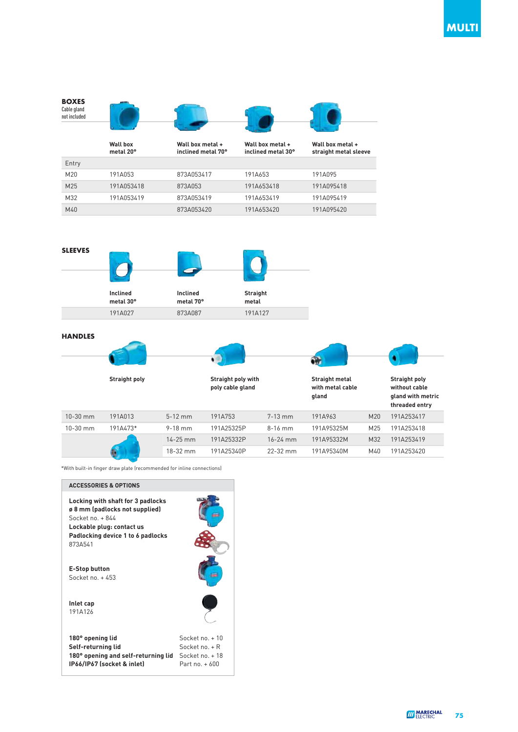## BOXES

Cable gland not included

| | Wall box metal 20° | Wall box metal + inclined metal 70° | Wall box metal + inclined metal 30° | Wall box metal + straight metal sleeve |
|---|---|---|---|---|
| Entry | | | | |
| M20 | 191A053 | 873A053417 | 191A653 | 191A095 |
| M25 | 191A053418 | 873A053 | 191A653418 | 191A095418 |
| M32 | 191A053419 | 873A053419 | 191A653419 | 191A095419 |
| M40 | | 873A053420 | 191A653420 | 191A095420 |

## SLEEVES

| Inclined metal 30° | Inclined metal 70° | Straight metal |
|---|---|---|
| 191A027 | 873A087 | 191A127 |

## HANDLES

| | Straight poly | | Straight poly with poly cable gland | | Straight metal with metal cable gland | | Straight poly without cable gland with metric threaded entry |
|---|---|---|---|---|---|---|---|
| 10-30 mm | 191A013 | 5-12 mm | 191A753 | 7-13 mm | 191A963 | M20 | 191A253417 |
| 10-30 mm | 191A473* | 9-18 mm | 191A25325P | 8-16 mm | 191A95325M | M25 | 191A253418 |
| | | 14-25 mm | 191A25332P | 16-24 mm | 191A95332M | M32 | 191A253419 |
| | | 18-32 mm | 191A25340P | 22-32 mm | 191A95340M | M40 | 191A253420 |

*With built-in finger draw plate (recommended for inline connections)

### ACCESSORIES & OPTIONS

**Locking with shaft for 3 padlocks ø 8 mm (padlocks not supplied)**
Socket no. + 844

**Lockable plug: contact us**

**Padlocking device 1 to 6 padlocks**
873A541

**E-Stop button**
Socket no. + 453

**Inlet cap**
191A126

| | |
|---|---|
| **180° opening lid** | Socket no. + 10 |
| **Self-returning lid** | Socket no. + R |
| **180° opening and self-returning lid** | Socket no. + 18 |
| **IP66/IP67 (socket & inlet)** | Part no. + 600 |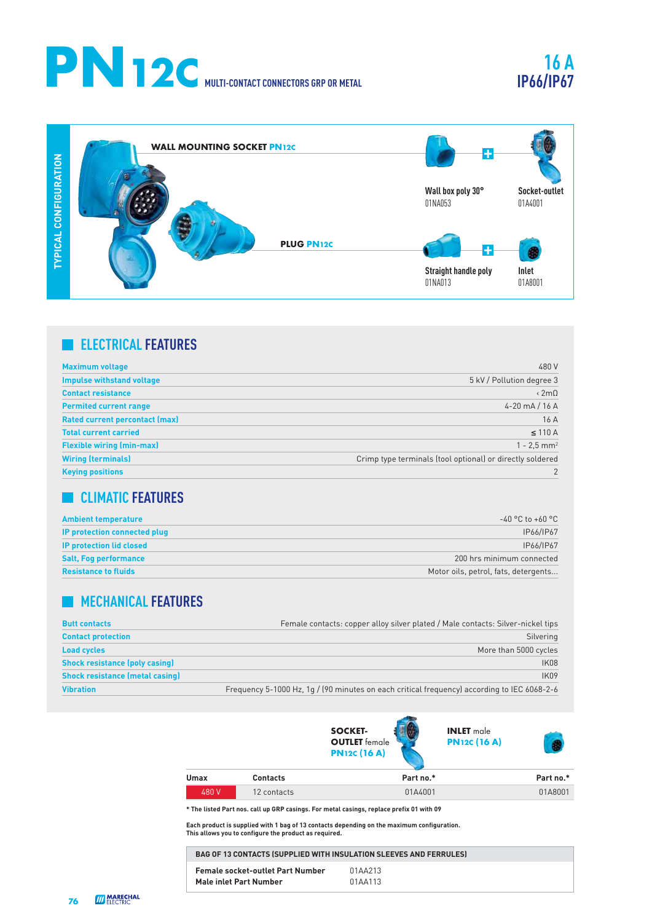# PN12C MULTI-CONTACT CONNECTORS GRP OR METAL

**16 A**
**IP66/IP67**

## TYPICAL CONFIGURATION

**WALL MOUNTING SOCKET PN12C**

Wall box poly 30°
01NA053

\+

Socket-outlet
01A4001

**PLUG PN12C**

Straight handle poly
01NA013

\+

Inlet
01A8001

## ELECTRICAL FEATURES

| | |
|---|---|
| Maximum voltage | 480 V |
| Impulse withstand voltage | 5 kV / Pollution degree 3 |
| Contact resistance | ‹ 2mΩ |
| Permited current range | 4-20 mA / 16 A |
| Rated current percontact (max) | 16 A |
| Total current carried | ≤ 110 A |
| Flexible wiring (min-max) | 1 - 2,5 mm² |
| Wiring (terminals) | Crimp type terminals (tool optional) or directly soldered |
| Keying positions | 2 |

## CLIMATIC FEATURES

| | |
|---|---|
| Ambient temperature | -40 °C to +60 °C |
| IP protection connected plug | IP66/IP67 |
| IP protection lid closed | IP66/IP67 |
| Salt, Fog performance | 200 hrs minimum connected |
| Resistance to fluids | Motor oils, petrol, fats, detergents... |

## MECHANICAL FEATURES

| | |
|---|---|
| Butt contacts | Female contacts: copper alloy silver plated / Male contacts: Silver-nickel tips |
| Contact protection | Silvering |
| Load cycles | More than 5000 cycles |
| Shock resistance (poly casing) | IK08 |
| Shock resistance (metal casing) | IK09 |
| Vibration | Frequency 5-1000 Hz, 1g / (90 minutes on each critical frequency) according to IEC 6068-2-6 |

| | | **SOCKET-OUTLET** female **PN12C (16 A)** | **INLET** male **PN12C (16 A)** |
|---|---|---|---|
| **Umax** | **Contacts** | **Part no.*** | **Part no.*** |
| 480 V | 12 contacts | 01A4001 | 01A8001 |

**\* The listed Part nos. call up GRP casings. For metal casings, replace prefix 01 with 09**

**Each product is supplied with 1 bag of 13 contacts depending on the maximum configuration. This allows you to configure the product as required.**

| BAG OF 13 CONTACTS (SUPPLIED WITH INSULATION SLEEVES AND FERRULES) | |
|---|---|
| **Female socket-outlet Part Number** | 01AA213 |
| **Male inlet Part Number** | 01AA113 |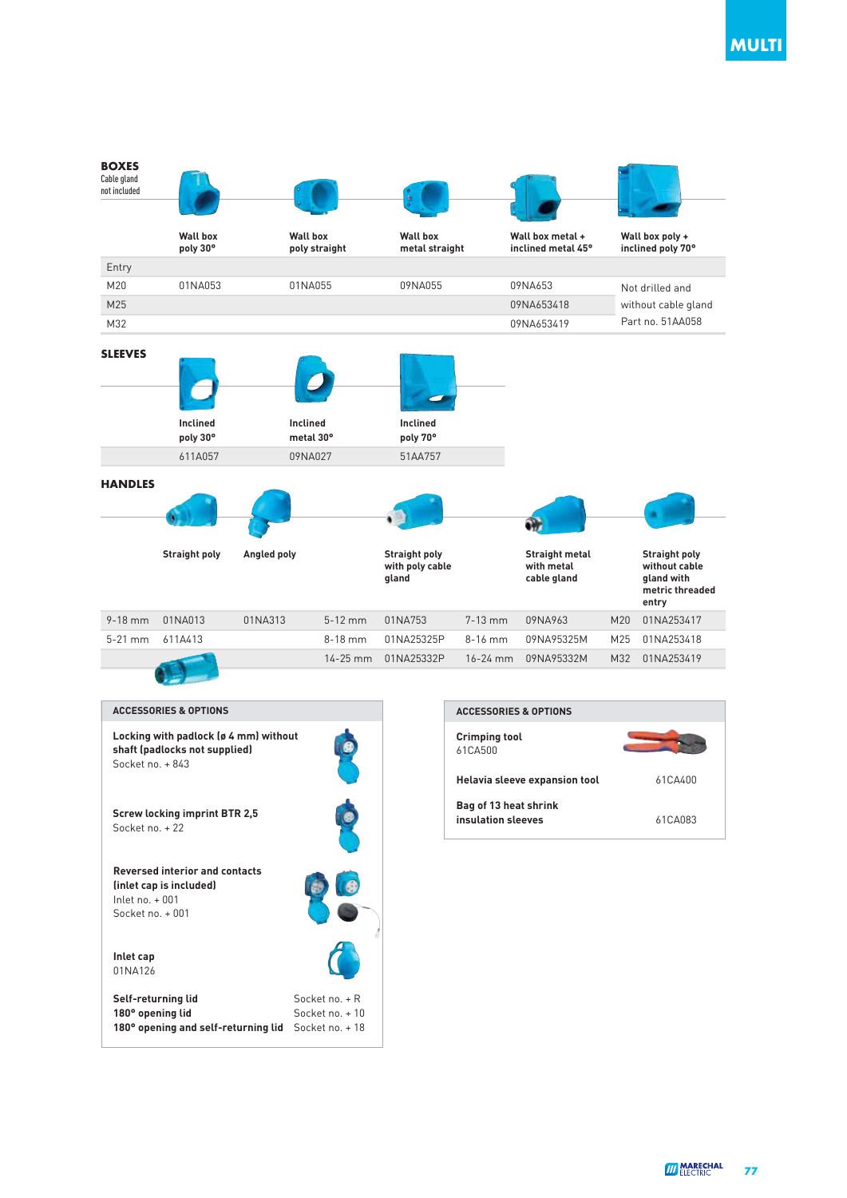## BOXES

Cable gland not included

| | Wall box poly 30° | Wall box poly straight | Wall box metal straight | Wall box metal + inclined metal 45° | Wall box poly + inclined poly 70° |
|---|---|---|---|---|---|
| Entry | | | | | |
| M20 | 01NA053 | 01NA055 | 09NA055 | 09NA653 | Not drilled and without cable gland Part no. 51AA058 |
| M25 | | | | 09NA653418 | |
| M32 | | | | 09NA653419 | |

## SLEEVES

| Inclined poly 30° | Inclined metal 30° | Inclined poly 70° |
|---|---|---|
| 611A057 | 09NA027 | 51AA757 |

## HANDLES

| | Straight poly | Angled poly | | Straight poly with poly cable gland | | Straight metal with metal cable gland | | Straight poly without cable gland with metric threaded entry |
|---|---|---|---|---|---|---|---|---|
| 9-18 mm | 01NA013 | 01NA313 | 5-12 mm | 01NA753 | 7-13 mm | 09NA963 | M20 | 01NA253417 |
| 5-21 mm | 611A413 | | 8-18 mm | 01NA25325P | 8-16 mm | 09NA95325M | M25 | 01NA253418 |
| | | | 14-25 mm | 01NA25332P | 16-24 mm | 09NA95332M | M32 | 01NA253419 |

## ACCESSORIES & OPTIONS

**Locking with padlock (ø 4 mm) without shaft (padlocks not supplied)**
Socket no. + 843

**Screw locking imprint BTR 2,5**
Socket no. + 22

**Reversed interior and contacts (inlet cap is included)**
Inlet no. + 001
Socket no. + 001

**Inlet cap**
01NA126

| | |
|---|---|
| **Self-returning lid** | Socket no. + R |
| **180° opening lid** | Socket no. + 10 |
| **180° opening and self-returning lid** | Socket no. + 18 |

## ACCESSORIES & OPTIONS

**Crimping tool**
61CA500

| | |
|---|---|
| **Helavia sleeve expansion tool** | 61CA400 |
| **Bag of 13 heat shrink insulation sleeves** | 61CA083 |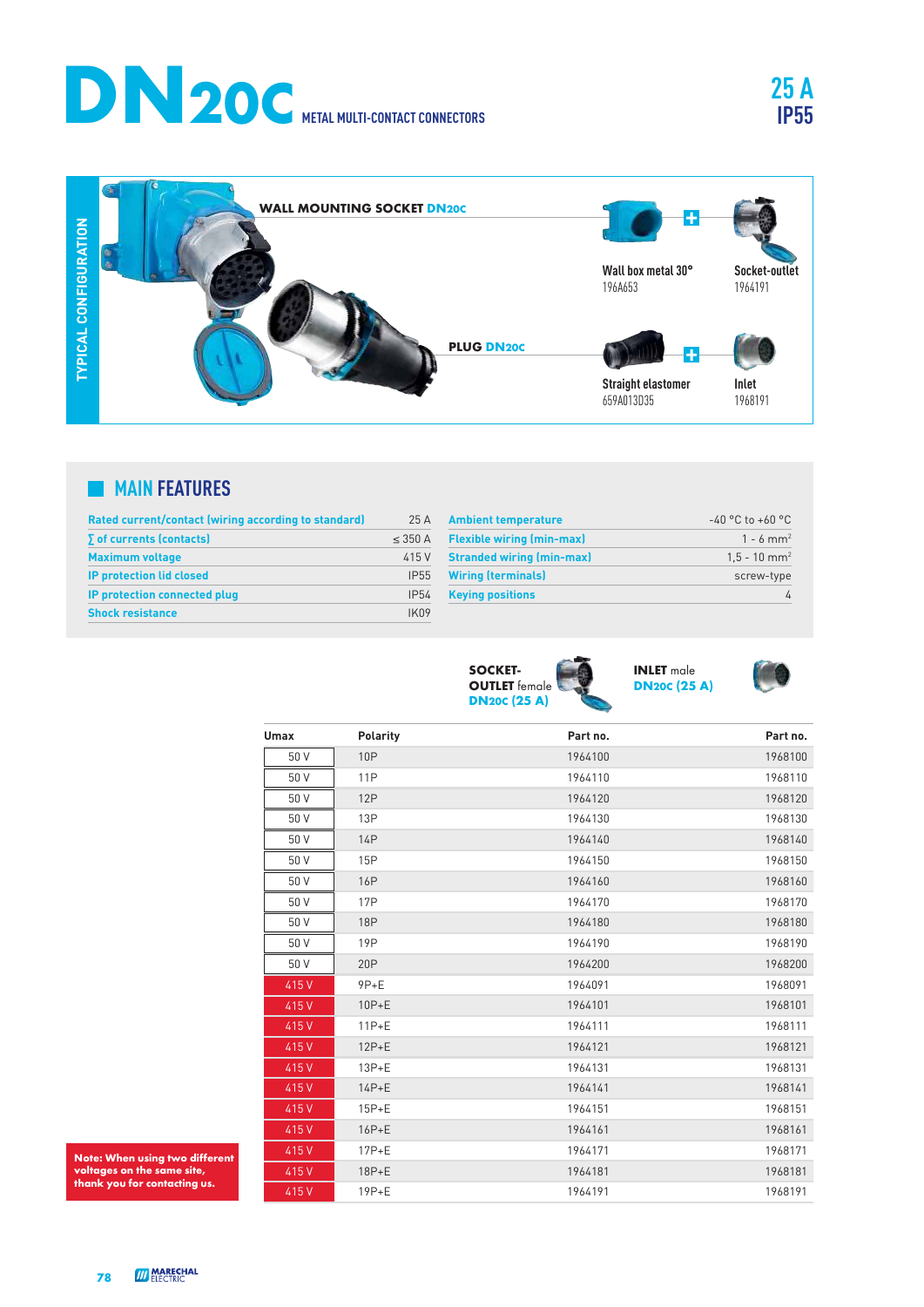# DN20C METAL MULTI-CONTACT CONNECTORS

**25 A**
**IP55**

## TYPICAL CONFIGURATION

**WALL MOUNTING SOCKET DN20C**

Wall box metal 30°
196A653

+

Socket-outlet
1964191

**PLUG DN20C**

Straight elastomer
659A013D35

+

Inlet
1968191

## MAIN FEATURES

| | |
|---|---|
| Rated current/contact (wiring according to standard) | 25 A |
| ∑ of currents (contacts) | ≤ 350 A |
| Maximum voltage | 415 V |
| IP protection lid closed | IP55 |
| IP protection connected plug | IP54 |
| Shock resistance | IK09 |
| Ambient temperature | -40 °C to +60 °C |
| Flexible wiring (min-max) | 1 - 6 mm² |
| Stranded wiring (min-max) | 1,5 - 10 mm² |
| Wiring (terminals) | screw-type |
| Keying positions | 4 |

| | | SOCKET-OUTLET female DN20C (25 A) | INLET male DN20C (25 A) |
|---|---|---|---|
| Umax | Polarity | Part no. | Part no. |
| 50 V | 10P | 1964100 | 1968100 |
| 50 V | 11P | 1964110 | 1968110 |
| 50 V | 12P | 1964120 | 1968120 |
| 50 V | 13P | 1964130 | 1968130 |
| 50 V | 14P | 1964140 | 1968140 |
| 50 V | 15P | 1964150 | 1968150 |
| 50 V | 16P | 1964160 | 1968160 |
| 50 V | 17P | 1964170 | 1968170 |
| 50 V | 18P | 1964180 | 1968180 |
| 50 V | 19P | 1964190 | 1968190 |
| 50 V | 20P | 1964200 | 1968200 |
| 415 V | 9P+E | 1964091 | 1968091 |
| 415 V | 10P+E | 1964101 | 1968101 |
| 415 V | 11P+E | 1964111 | 1968111 |
| 415 V | 12P+E | 1964121 | 1968121 |
| 415 V | 13P+E | 1964131 | 1968131 |
| 415 V | 14P+E | 1964141 | 1968141 |
| 415 V | 15P+E | 1964151 | 1968151 |
| 415 V | 16P+E | 1964161 | 1968161 |
| 415 V | 17P+E | 1964171 | 1968171 |
| 415 V | 18P+E | 1964181 | 1968181 |
| 415 V | 19P+E | 1964191 | 1968191 |

**Note: When using two different voltages on the same site, thank you for contacting us.**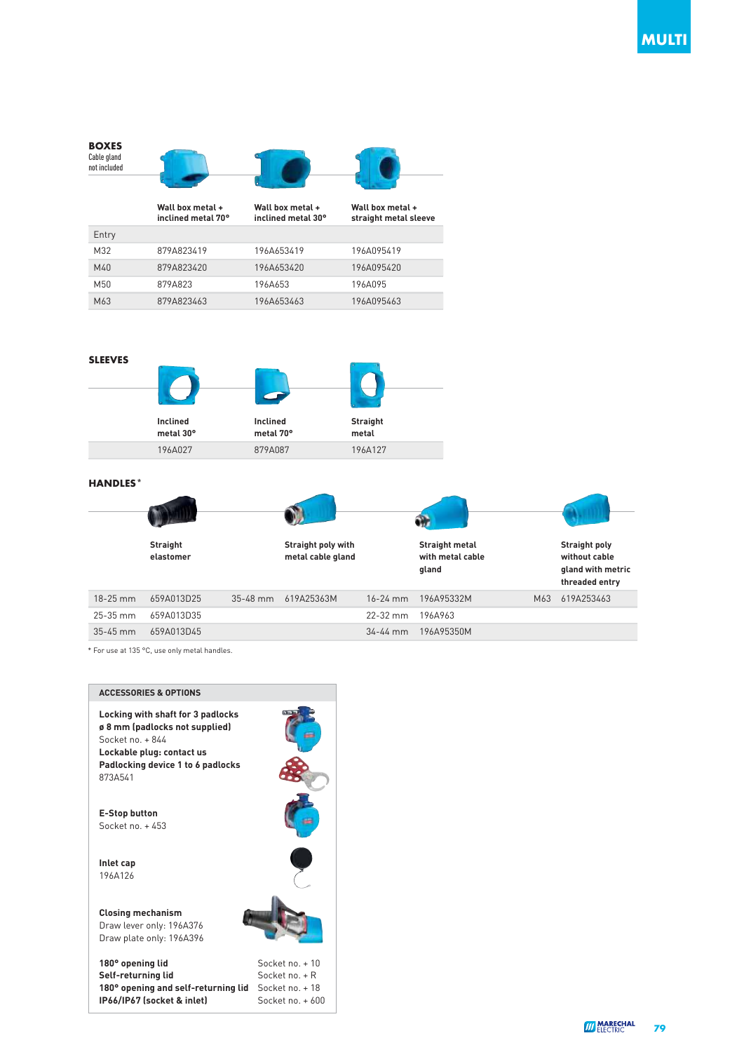## BOXES

Cable gland not included

| Entry | Wall box metal + inclined metal 70° | Wall box metal + inclined metal 30° | Wall box metal + straight metal sleeve |
|---|---|---|---|
| M32 | 879A823419 | 196A653419 | 196A095419 |
| M40 | 879A823420 | 196A653420 | 196A095420 |
| M50 | 879A823 | 196A653 | 196A095 |
| M63 | 879A823463 | 196A653463 | 196A095463 |

## SLEEVES

| Inclined metal 30° | Inclined metal 70° | Straight metal |
|---|---|---|
| 196A027 | 879A087 | 196A127 |

## HANDLES*

| | Straight elastomer | | Straight poly with metal cable gland | | Straight metal with metal cable gland | | Straight poly without cable gland with metric threaded entry |
|---|---|---|---|---|---|---|---|
| 18-25 mm | 659A013D25 | 35-48 mm | 619A25363M | 16-24 mm | 196A95332M | M63 | 619A253463 |
| 25-35 mm | 659A013D35 | | | 22-32 mm | 196A963 | | |
| 35-45 mm | 659A013D45 | | | 34-44 mm | 196A95350M | | |

* For use at 135 °C, use only metal handles.

### ACCESSORIES & OPTIONS

**Locking with shaft for 3 padlocks ø 8 mm (padlocks not supplied)**
Socket no. + 844
**Lockable plug: contact us**
**Padlocking device 1 to 6 padlocks**
873A541

**E-Stop button**
Socket no. + 453

**Inlet cap**
196A126

**Closing mechanism**
Draw lever only: 196A376
Draw plate only: 196A396

| | |
|---|---|
| **180° opening lid** | Socket no. + 10 |
| **Self-returning lid** | Socket no. + R |
| **180° opening and self-returning lid** | Socket no. + 18 |
| **IP66/IP67 (socket & inlet)** | Socket no. + 600 |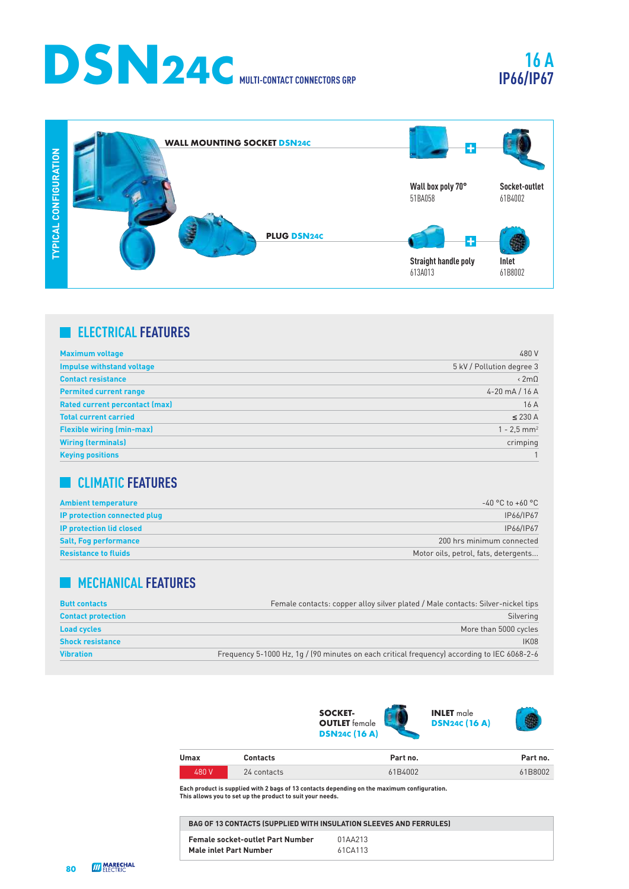# DSN24C MULTI-CONTACT CONNECTORS GRP

**16 A**
**IP66/IP67**

## TYPICAL CONFIGURATION

**WALL MOUNTING SOCKET DSN24C**

Wall box poly 70°
51BA058

+

Socket-outlet
61B4002

**PLUG DSN24C**

Straight handle poly
613A013

+

Inlet
61B8002

## ELECTRICAL FEATURES

| | |
|---|---|
| Maximum voltage | 480 V |
| Impulse withstand voltage | 5 kV / Pollution degree 3 |
| Contact resistance | ‹ 2mΩ |
| Permited current range | 4-20 mA / 16 A |
| Rated current percontact (max) | 16 A |
| Total current carried | ≤ 230 A |
| Flexible wiring (min-max) | 1 - 2,5 mm² |
| Wiring (terminals) | crimping |
| Keying positions | 1 |

## CLIMATIC FEATURES

| | |
|---|---|
| Ambient temperature | -40 °C to +60 °C |
| IP protection connected plug | IP66/IP67 |
| IP protection lid closed | IP66/IP67 |
| Salt, Fog performance | 200 hrs minimum connected |
| Resistance to fluids | Motor oils, petrol, fats, detergents... |

## MECHANICAL FEATURES

| | |
|---|---|
| Butt contacts | Female contacts: copper alloy silver plated / Male contacts: Silver-nickel tips |
| Contact protection | Silvering |
| Load cycles | More than 5000 cycles |
| Shock resistance | IK08 |
| Vibration | Frequency 5-1000 Hz, 1g / (90 minutes on each critical frequency) according to IEC 6068-2-6 |

| | | **SOCKET-OUTLET** female DSN24C (16 A) | **INLET** male DSN24C (16 A) |
|---|---|---|---|
| **Umax** | **Contacts** | **Part no.** | **Part no.** |
| 480 V | 24 contacts | 61B4002 | 61B8002 |

**Each product is supplied with 2 bags of 13 contacts depending on the maximum configuration.**
**This allows you to set up the product to suit your needs.**

| BAG OF 13 CONTACTS (SUPPLIED WITH INSULATION SLEEVES AND FERRULES) | |
|---|---|
| **Female socket-outlet Part Number** | 01AA213 |
| **Male inlet Part Number** | 61CA113 |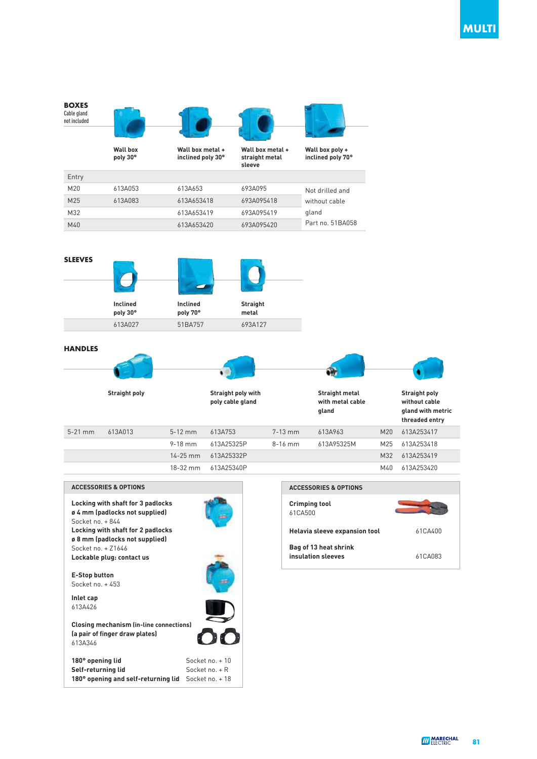## BOXES

Cable gland not included

| Entry | Wall box poly 30° | Wall box metal + inclined poly 30° | Wall box metal + straight metal sleeve | Wall box poly + inclined poly 70° |
|---|---|---|---|---|
| M20 | 613A053 | 613A653 | 693A095 | Not drilled and without cable gland Part no. 51BA058 |
| M25 | 613A083 | 613A653418 | 693A095418 | |
| M32 | | 613A653419 | 693A095419 | |
| M40 | | 613A653420 | 693A095420 | |

## SLEEVES

| Inclined poly 30° | Inclined poly 70° | Straight metal |
|---|---|---|
| 613A027 | 51BA757 | 693A127 |

## HANDLES

| Straight poly | | Straight poly with poly cable gland | | Straight metal with metal cable gland | | Straight poly without cable gland with metric threaded entry | |
|---|---|---|---|---|---|---|---|
| 5-21 mm | 613A013 | 5-12 mm | 613A753 | 7-13 mm | 613A963 | M20 | 613A253417 |
| | | 9-18 mm | 613A25325P | 8-16 mm | 613A95325M | M25 | 613A253418 |
| | | 14-25 mm | 613A25332P | | | M32 | 613A253419 |
| | | 18-32 mm | 613A25340P | | | M40 | 613A253420 |

### ACCESSORIES & OPTIONS

**Locking with shaft for 3 padlocks ø 4 mm (padlocks not supplied)**
Socket no. + 844

**Locking with shaft for 2 padlocks ø 8 mm (padlocks not supplied)**
Socket no. + Z1646

**Lockable plug: contact us**

**E-Stop button**
Socket no. + 453

**Inlet cap**
613A426

**Closing mechanism (in-line connections) (a pair of finger draw plates)**
613A346

| | |
|---|---|
| **180° opening lid** | Socket no. + 10 |
| **Self-returning lid** | Socket no. + R |
| **180° opening and self-returning lid** | Socket no. + 18 |

### ACCESSORIES & OPTIONS

**Crimping tool**
61CA500

| | |
|---|---|
| **Helavia sleeve expansion tool** | 61CA400 |
| **Bag of 13 heat shrink insulation sleeves** | 61CA083 |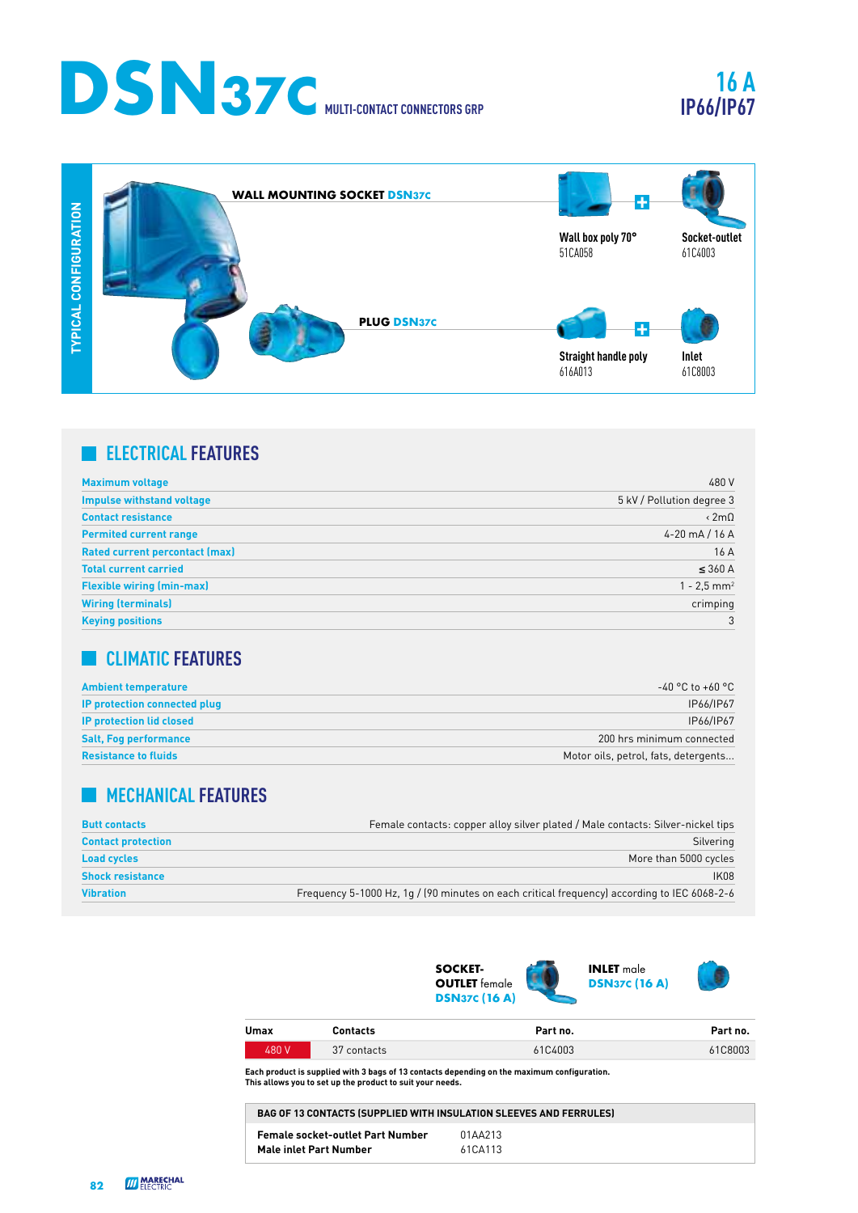# DSN37C MULTI-CONTACT CONNECTORS GRP

16 A
IP66/IP67

## TYPICAL CONFIGURATION

**WALL MOUNTING SOCKET DSN37C**

Wall box poly 70°
51CA058
+
Socket-outlet
61C4003

**PLUG DSN37C**

Straight handle poly
616A013
+
Inlet
61C8003

## ELECTRICAL FEATURES

| | |
|---|---|
| Maximum voltage | 480 V |
| Impulse withstand voltage | 5 kV / Pollution degree 3 |
| Contact resistance | ‹ 2mΩ |
| Permited current range | 4-20 mA / 16 A |
| Rated current percontact (max) | 16 A |
| Total current carried | ≤ 360 A |
| Flexible wiring (min-max) | 1 - 2,5 mm$^2$ |
| Wiring (terminals) | crimping |
| Keying positions | 3 |

## CLIMATIC FEATURES

| | |
|---|---|
| Ambient temperature | -40 °C to +60 °C |
| IP protection connected plug | IP66/IP67 |
| IP protection lid closed | IP66/IP67 |
| Salt, Fog performance | 200 hrs minimum connected |
| Resistance to fluids | Motor oils, petrol, fats, detergents... |

## MECHANICAL FEATURES

| | |
|---|---|
| Butt contacts | Female contacts: copper alloy silver plated / Male contacts: Silver-nickel tips |
| Contact protection | Silvering |
| Load cycles | More than 5000 cycles |
| Shock resistance | IK08 |
| Vibration | Frequency 5-1000 Hz, 1g / (90 minutes on each critical frequency) according to IEC 6068-2-6 |

| | | **SOCKET-OUTLET** female DSN37C (16 A) | **INLET** male DSN37C (16 A) |
|---|---|---|---|
| **Umax** | **Contacts** | **Part no.** | **Part no.** |
| 480 V | 37 contacts | 61C4003 | 61C8003 |

**Each product is supplied with 3 bags of 13 contacts depending on the maximum configuration.
This allows you to set up the product to suit your needs.**

| BAG OF 13 CONTACTS (SUPPLIED WITH INSULATION SLEEVES AND FERRULES) | |
|---|---|
| **Female socket-outlet Part Number** | 01AA213 |
| **Male inlet Part Number** | 61CA113 |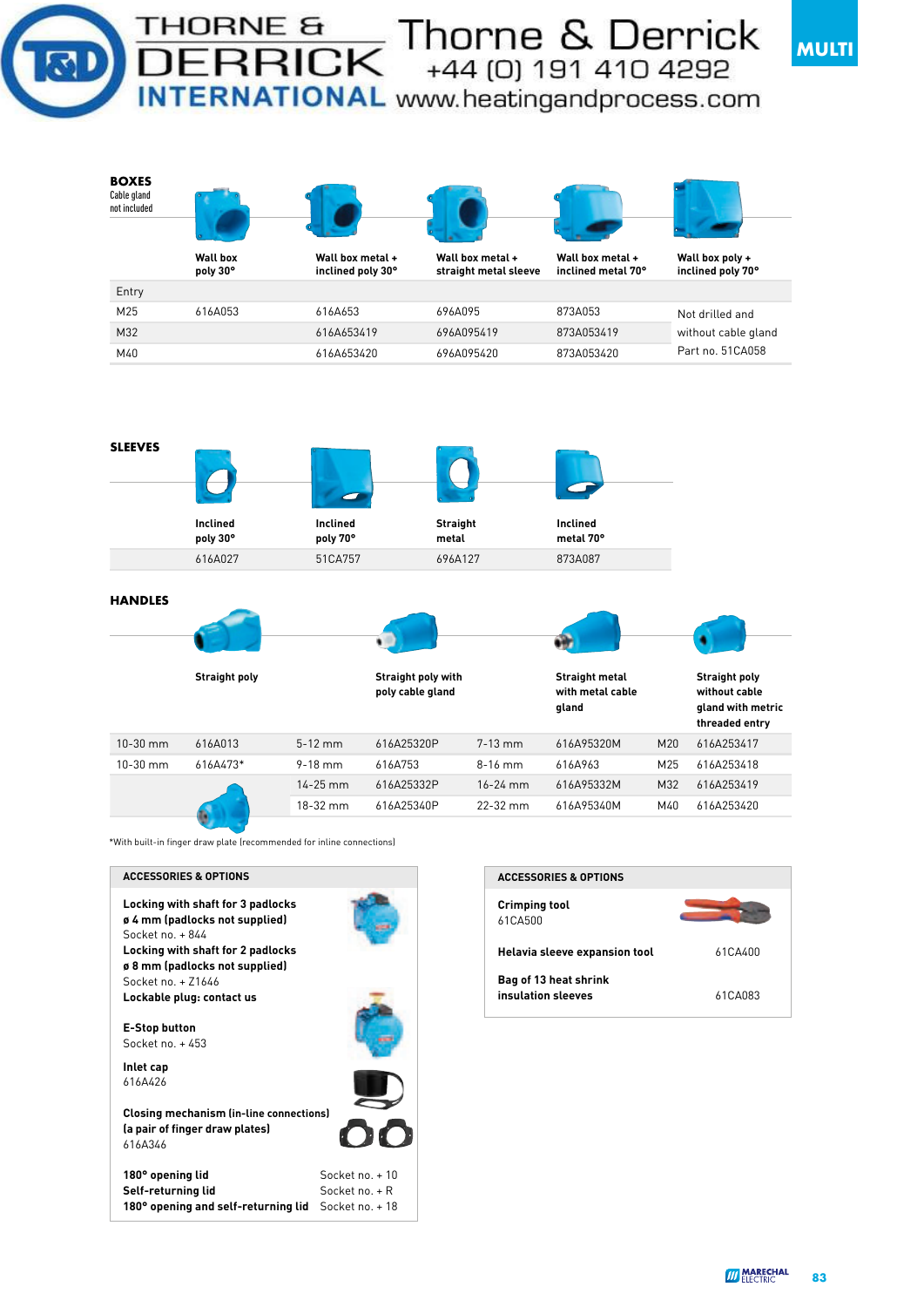## BOXES
Cable gland not included

| Entry | Wall box poly 30° | Wall box metal + inclined poly 30° | Wall box metal + straight metal sleeve | Wall box metal + inclined metal 70° | Wall box poly + inclined poly 70° |
|---|---|---|---|---|---|
| M25 | 616A053 | 616A653 | 696A095 | 873A053 | Not drilled and without cable gland Part no. 51CA058 |
| M32 | | 616A653419 | 696A095419 | 873A053419 | |
| M40 | | 616A653420 | 696A095420 | 873A053420 | |

## SLEEVES

| Inclined poly 30° | Inclined poly 70° | Straight metal | Inclined metal 70° |
|---|---|---|---|
| 616A027 | 51CA757 | 696A127 | 873A087 |

## HANDLES

| | Straight poly | | Straight poly with poly cable gland | | Straight metal with metal cable gland | | Straight poly without cable gland with metric threaded entry |
|---|---|---|---|---|---|---|---|
| 10-30 mm | 616A013 | 5-12 mm | 616A25320P | 7-13 mm | 616A95320M | M20 | 616A253417 |
| 10-30 mm | 616A473* | 9-18 mm | 616A753 | 8-16 mm | 616A963 | M25 | 616A253418 |
| | | 14-25 mm | 616A25332P | 16-24 mm | 616A95332M | M32 | 616A253419 |
| | | 18-32 mm | 616A25340P | 22-32 mm | 616A95340M | M40 | 616A253420 |

*With built-in finger draw plate (recommended for inline connections)

### ACCESSORIES & OPTIONS

**Locking with shaft for 3 padlocks ø 4 mm (padlocks not supplied)**
Socket no. + 844

**Locking with shaft for 2 padlocks ø 8 mm (padlocks not supplied)**
Socket no. + Z1646

**Lockable plug: contact us**

**E-Stop button**
Socket no. + 453

**Inlet cap**
616A426

**Closing mechanism (in-line connections) (a pair of finger draw plates)**
616A346

| | |
|---|---|
| **180° opening lid** | Socket no. + 10 |
| **Self-returning lid** | Socket no. + R |
| **180° opening and self-returning lid** | Socket no. + 18 |

### ACCESSORIES & OPTIONS

**Crimping tool**
61CA500

| | |
|---|---|
| **Helavia sleeve expansion tool** | 61CA400 |
| **Bag of 13 heat shrink insulation sleeves** | 61CA083 |